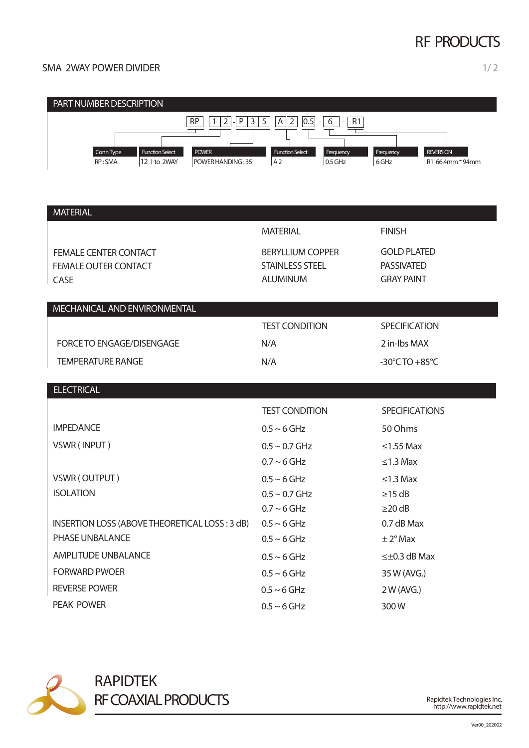# RF PRODUCTS

## SMA 2WAY POWER DIVIDER

### PART NUMBER DESCRIPTION

RP | 1 2 - P 3 5 | A 2 | 0.5 - 6 - R1

| Conn Type | Function Select | POWER | Function Select | Frequency | Frequency | REVERSION |
|---|---|---|---|---|---|---|
| RP : SMA | 12 1 to 2WAY | POWER HANDING : 35 | A 2 | 0.5 GHz | 6 GHz | R1 66.4mm * 94mm |

### MATERIAL

| | MATERIAL | FINISH |
|---|---|---|
| FEMALE CENTER CONTACT | BERYLLIUM COPPER | GOLD PLATED |
| FEMALE OUTER CONTACT | STAINLESS STEEL | PASSIVATED |
| CASE | ALUMINUM | GRAY PAINT |

### MECHANICAL AND ENVIRONMENTAL

| | TEST CONDITION | SPECIFICATION |
|---|---|---|
| FORCE TO ENGAGE/DISENGAGE | N/A | 2 in-lbs MAX |
| TEMPERATURE RANGE | N/A | -30°C TO +85°C |

### ELECTRICAL

| | TEST CONDITION | SPECIFICATIONS |
|---|---|---|
| IMPEDANCE | 0.5 ~ 6 GHz | 50 Ohms |
| VSWR ( INPUT ) | 0.5 ~ 0.7 GHz | ≤1.55 Max |
| | 0.7 ~ 6 GHz | ≤1.3 Max |
| VSWR ( OUTPUT ) | 0.5 ~ 6 GHz | ≤1.3 Max |
| ISOLATION | 0.5 ~ 0.7 GHz | ≥15 dB |
| | 0.7 ~ 6 GHz | ≥20 dB |
| INSERTION LOSS (ABOVE THEORETICAL LOSS : 3 dB) | 0.5 ~ 6 GHz | 0.7 dB Max |
| PHASE UNBALANCE | 0.5 ~ 6 GHz | ± 2° Max |
| AMPLITUDE UNBALANCE | 0.5 ~ 6 GHz | ≤±0.3 dB Max |
| FORWARD PWOER | 0.5 ~ 6 GHz | 35 W (AVG.) |
| REVERSE POWER | 0.5 ~ 6 GHz | 2 W (AVG.) |
| PEAK POWER | 0.5 ~ 6 GHz | 300 W |

RAPIDTEK
RF COAXIAL PRODUCTS

Rapidtek Technologies Inc.
http://www.rapidtek.net

Ver00_202002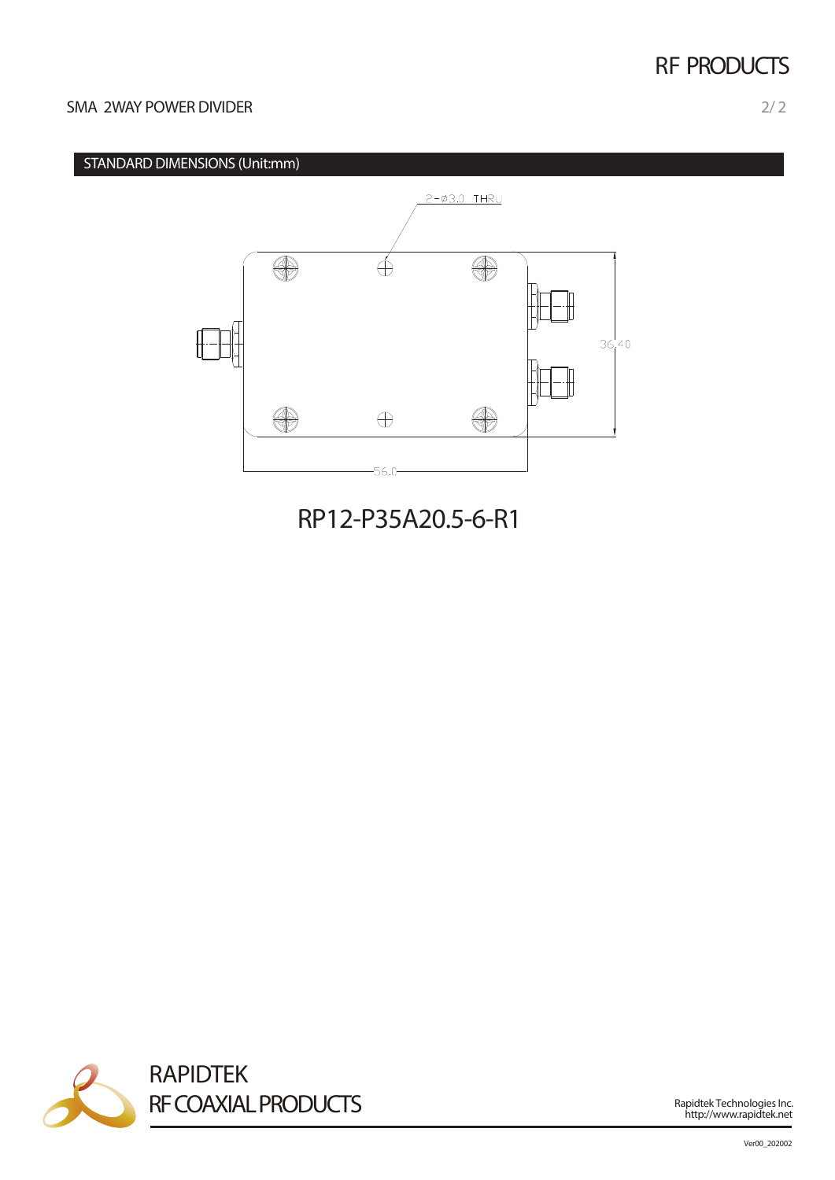SMA 2WAY POWER DIVIDER

## STANDARD DIMENSIONS (Unit:mm)

2-ø3.0 THRU

36.40

56.0

RP12-P35A20.5-6-R1

RAPIDTEK
RF COAXIAL PRODUCTS

Rapidtek Technologies Inc.
http://www.rapidtek.net

Ver00_202002